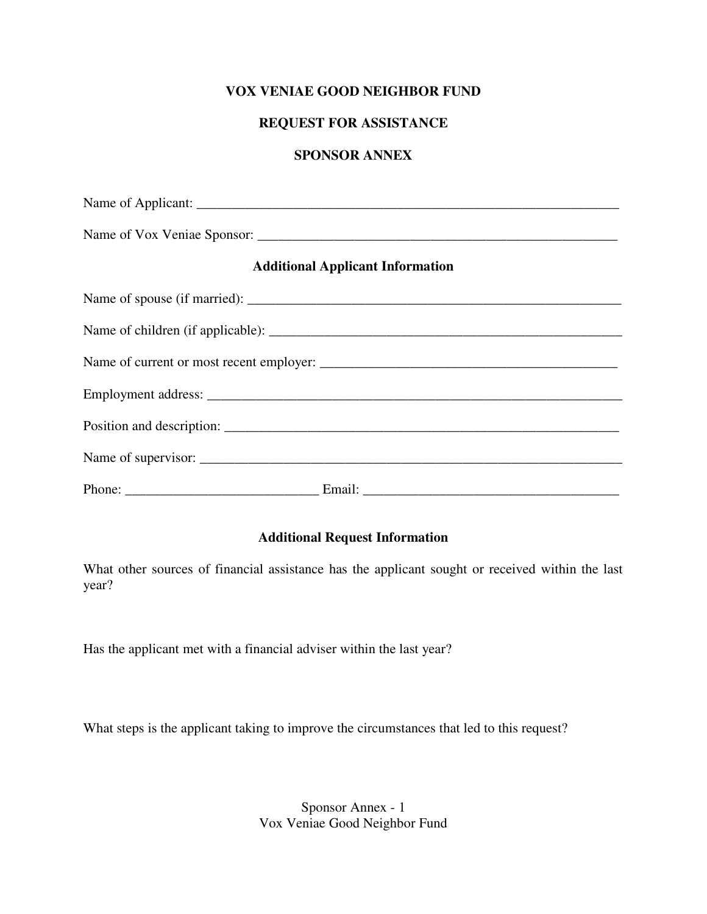**VOX VENIAE GOOD NEIGHBOR FUND**

**REQUEST FOR ASSISTANCE**

**SPONSOR ANNEX**

Name of Applicant: _______________________________________________________________

Name of Vox Veniae Sponsor: ______________________________________________________

**Additional Applicant Information**

Name of spouse (if married): _______________________________________________________

Name of children (if applicable): ____________________________________________________

Name of current or most recent employer: ____________________________________________

Employment address: _____________________________________________________________

Position and description: __________________________________________________________

Name of supervisor: ______________________________________________________________

Phone: ___________________________ Email: ____________________________________

**Additional Request Information**

What other sources of financial assistance has the applicant sought or received within the last year?

Has the applicant met with a financial adviser within the last year?

What steps is the applicant taking to improve the circumstances that led to this request?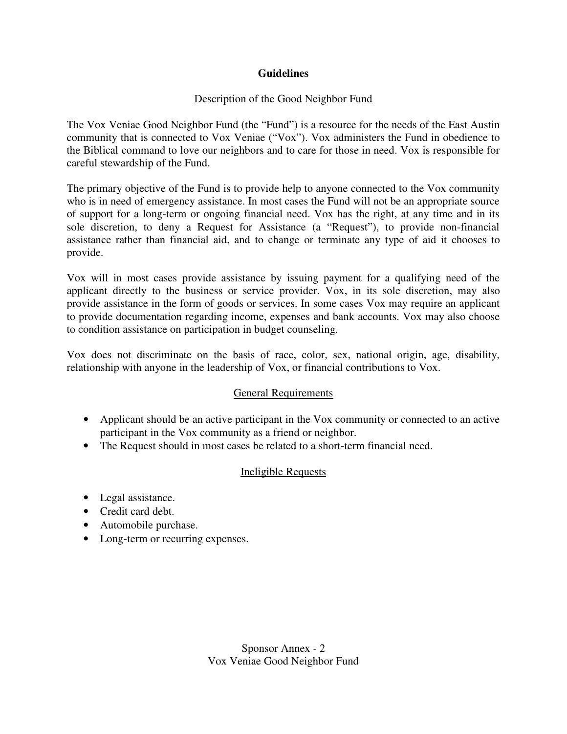## Guidelines

### Description of the Good Neighbor Fund

The Vox Veniae Good Neighbor Fund (the "Fund") is a resource for the needs of the East Austin community that is connected to Vox Veniae ("Vox"). Vox administers the Fund in obedience to the Biblical command to love our neighbors and to care for those in need. Vox is responsible for careful stewardship of the Fund.

The primary objective of the Fund is to provide help to anyone connected to the Vox community who is in need of emergency assistance. In most cases the Fund will not be an appropriate source of support for a long-term or ongoing financial need. Vox has the right, at any time and in its sole discretion, to deny a Request for Assistance (a "Request"), to provide non-financial assistance rather than financial aid, and to change or terminate any type of aid it chooses to provide.

Vox will in most cases provide assistance by issuing payment for a qualifying need of the applicant directly to the business or service provider. Vox, in its sole discretion, may also provide assistance in the form of goods or services. In some cases Vox may require an applicant to provide documentation regarding income, expenses and bank accounts. Vox may also choose to condition assistance on participation in budget counseling.

Vox does not discriminate on the basis of race, color, sex, national origin, age, disability, relationship with anyone in the leadership of Vox, or financial contributions to Vox.

### General Requirements

- Applicant should be an active participant in the Vox community or connected to an active participant in the Vox community as a friend or neighbor.
- The Request should in most cases be related to a short-term financial need.

### Ineligible Requests

- Legal assistance.
- Credit card debt.
- Automobile purchase.
- Long-term or recurring expenses.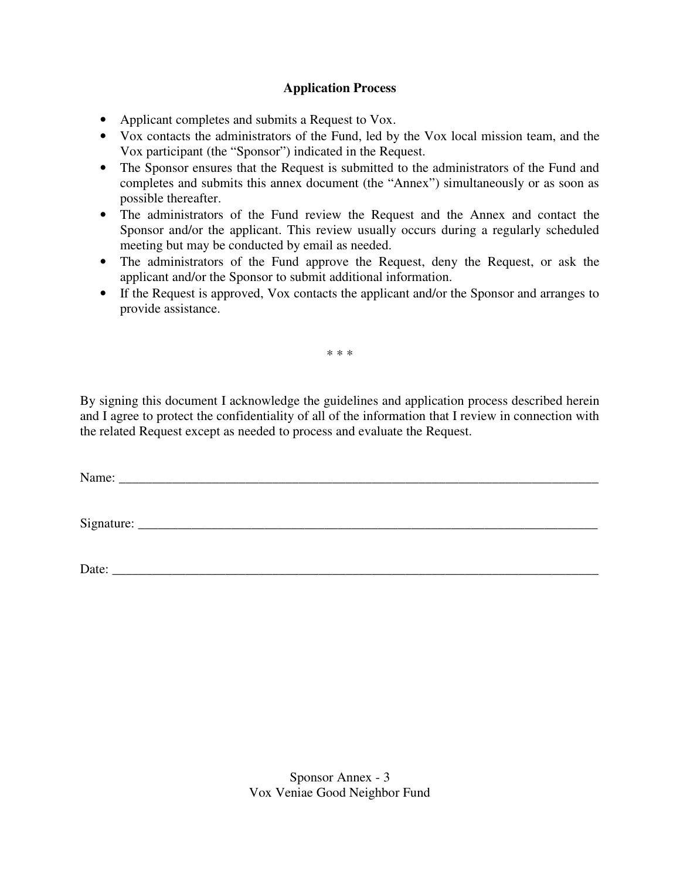## Application Process

- Applicant completes and submits a Request to Vox.
- Vox contacts the administrators of the Fund, led by the Vox local mission team, and the Vox participant (the "Sponsor") indicated in the Request.
- The Sponsor ensures that the Request is submitted to the administrators of the Fund and completes and submits this annex document (the "Annex") simultaneously or as soon as possible thereafter.
- The administrators of the Fund review the Request and the Annex and contact the Sponsor and/or the applicant. This review usually occurs during a regularly scheduled meeting but may be conducted by email as needed.
- The administrators of the Fund approve the Request, deny the Request, or ask the applicant and/or the Sponsor to submit additional information.
- If the Request is approved, Vox contacts the applicant and/or the Sponsor and arranges to provide assistance.

* * *

By signing this document I acknowledge the guidelines and application process described herein and I agree to protect the confidentiality of all of the information that I review in connection with the related Request except as needed to process and evaluate the Request.

Name: ___________________________________________________________________________

Signature: _______________________________________________________________________

Date: ____________________________________________________________________________